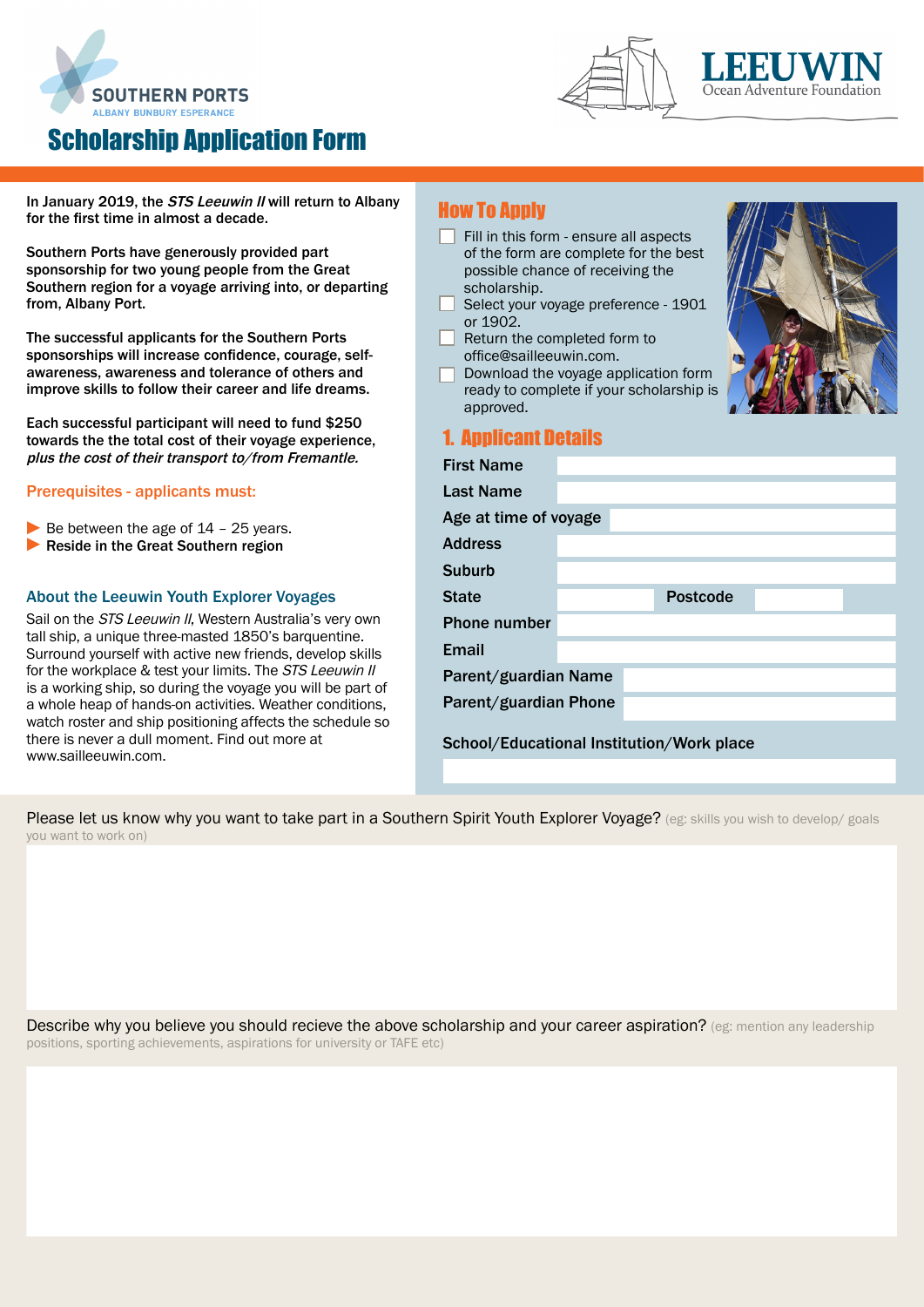SOUTHERN PORTS
ALBANY BUNBURY ESPERANCE

LEEUWIN
Ocean Adventure Foundation

# Scholarship Application Form

**In January 2019, the *STS Leeuwin II* will return to Albany for the first time in almost a decade.**

**Southern Ports have generously provided part sponsorship for two young people from the Great Southern region for a voyage arriving into, or departing from, Albany Port.**

**The successful applicants for the Southern Ports sponsorships will increase confidence, courage, self-awareness, awareness and tolerance of others and improve skills to follow their career and life dreams.**

**Each successful participant will need to fund $250 towards the the total cost of their voyage experience, *plus the cost of their transport to/from Fremantle.***

### Prerequisites - applicants must:

- Be between the age of 14 – 25 years.
- **Reside in the Great Southern region**

### About the Leeuwin Youth Explorer Voyages

Sail on the *STS Leeuwin II*, Western Australia's very own tall ship, a unique three-masted 1850's barquentine. Surround yourself with active new friends, develop skills for the workplace & test your limits. The *STS Leeuwin II* is a working ship, so during the voyage you will be part of a whole heap of hands-on activities. Weather conditions, watch roster and ship positioning affects the schedule so there is never a dull moment. Find out more at www.sailleeuwin.com.

## How To Apply

- ☐ Fill in this form - ensure all aspects of the form are complete for the best possible chance of receiving the scholarship.
- ☐ Select your voyage preference - 1901 or 1902.
- ☐ Return the completed form to office@sailleeuwin.com.
- ☐ Download the voyage application form ready to complete if your scholarship is approved.

## 1. Applicant Details

| | |
|---|---|
| **First Name** | |
| **Last Name** | |
| **Age at time of voyage** | |
| **Address** | |
| **Suburb** | |
| **State** | **Postcode** |
| **Phone number** | |
| **Email** | |
| **Parent/guardian Name** | |
| **Parent/guardian Phone** | |

**School/Educational Institution/Work place**

Please let us know why you want to take part in a Southern Spirit Youth Explorer Voyage? (eg: skills you wish to develop/ goals you want to work on)

Describe why you believe you should recieve the above scholarship and your career aspiration? (eg: mention any leadership positions, sporting achievements, aspirations for university or TAFE etc)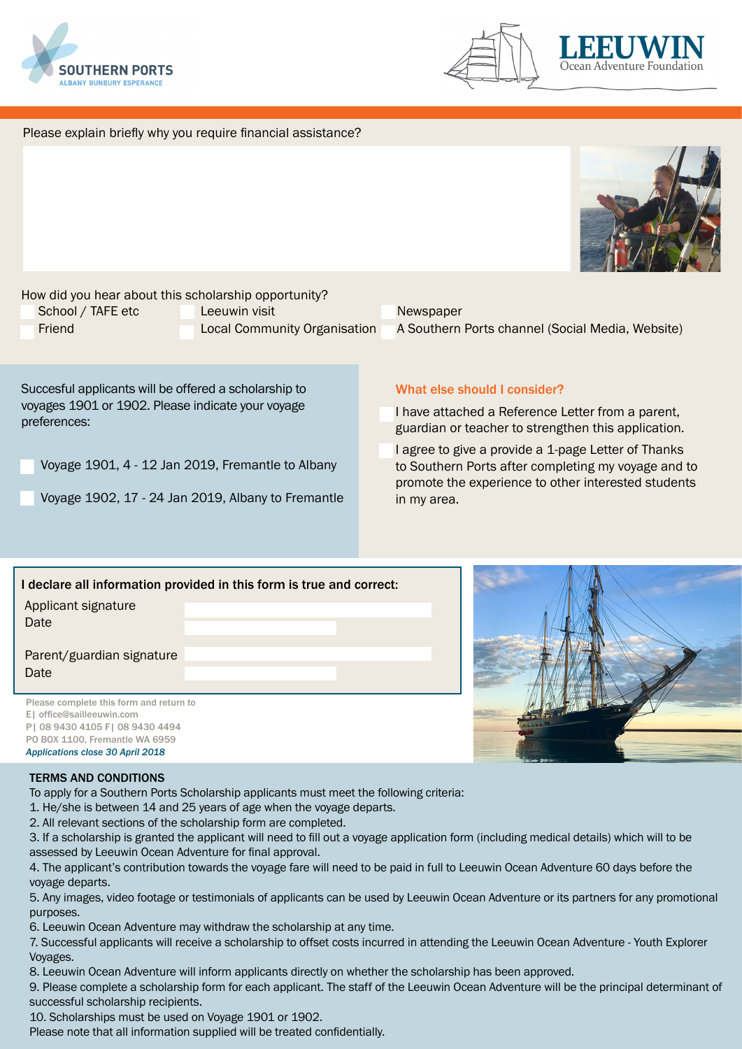Please explain briefly why you require financial assistance?

How did you hear about this scholarship opportunity?

- School / TAFE etc
- Leeuwin visit
- Newspaper
- Friend
- Local Community Organisation
- A Southern Ports channel (Social Media, Website)

Succesful applicants will be offered a scholarship to voyages 1901 or 1902. Please indicate your voyage preferences:

- Voyage 1901, 4 - 12 Jan 2019, Fremantle to Albany
- Voyage 1902, 17 - 24 Jan 2019, Albany to Fremantle

## What else should I consider?

- I have attached a Reference Letter from a parent, guardian or teacher to strengthen this application.
- I agree to give a provide a 1-page Letter of Thanks to Southern Ports after completing my voyage and to promote the experience to other interested students in my area.

**I declare all information provided in this form is true and correct:**

Applicant signature

Date

Parent/guardian signature

Date

Please complete this form and return to

E| office@sailleeuwin.com

P| 08 9430 4105 F| 08 9430 4494

PO BOX 1100, Fremantle WA 6959

*Applications close 30 April 2018*

## TERMS AND CONDITIONS

To apply for a Southern Ports Scholarship applicants must meet the following criteria:

1. He/she is between 14 and 25 years of age when the voyage departs.
2. All relevant sections of the scholarship form are completed.
3. If a scholarship is granted the applicant will need to fill out a voyage application form (including medical details) which will to be assessed by Leeuwin Ocean Adventure for final approval.
4. The applicant's contribution towards the voyage fare will need to be paid in full to Leeuwin Ocean Adventure 60 days before the voyage departs.
5. Any images, video footage or testimonials of applicants can be used by Leeuwin Ocean Adventure or its partners for any promotional purposes.
6. Leeuwin Ocean Adventure may withdraw the scholarship at any time.
7. Successful applicants will receive a scholarship to offset costs incurred in attending the Leeuwin Ocean Adventure - Youth Explorer Voyages.
8. Leeuwin Ocean Adventure will inform applicants directly on whether the scholarship has been approved.
9. Please complete a scholarship form for each applicant. The staff of the Leeuwin Ocean Adventure will be the principal determinant of successful scholarship recipients.
10. Scholarships must be used on Voyage 1901 or 1902.

Please note that all information supplied will be treated confidentially.